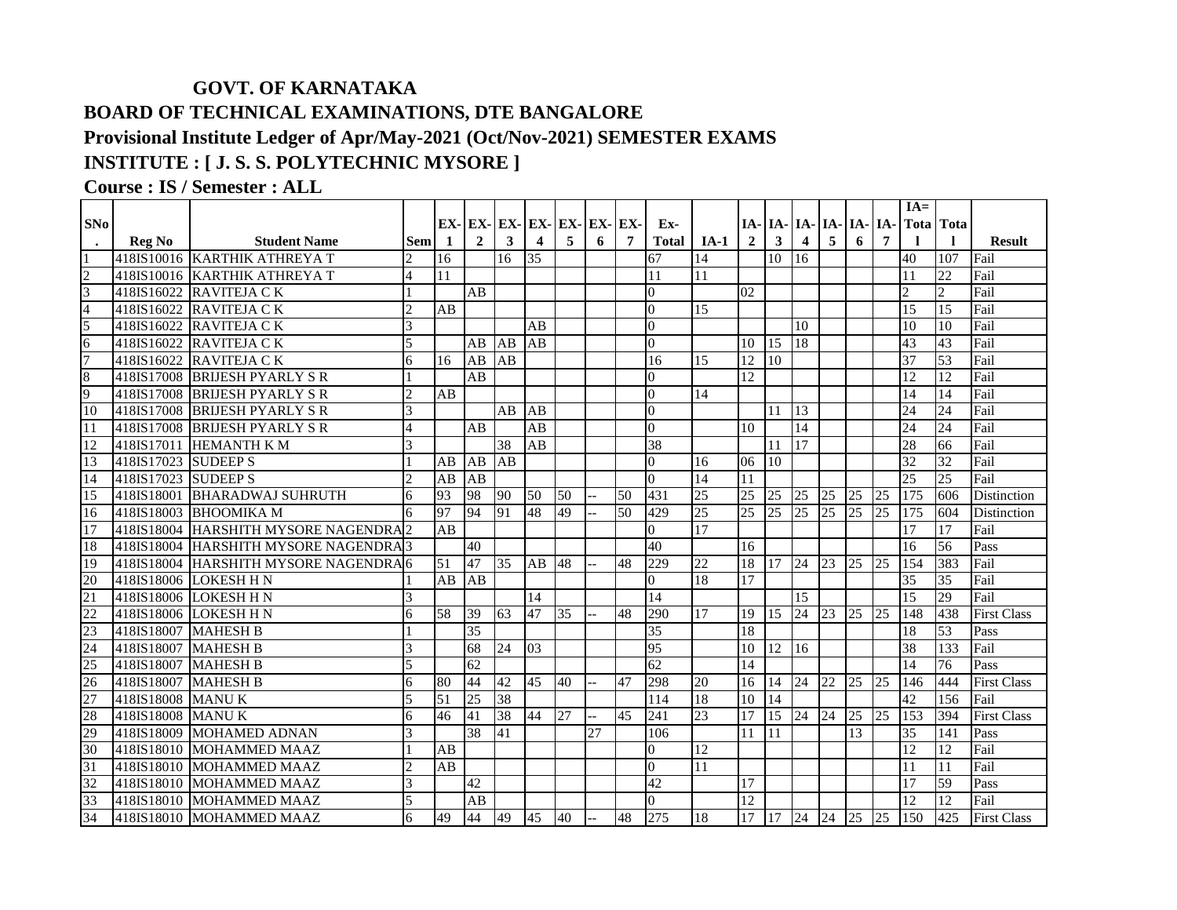# GOVT. OF KARNATAKA

## BOARD OF TECHNICAL EXAMINATIONS, DTE BANGALORE

## Provisional Institute Ledger of Apr/May-2021 (Oct/Nov-2021) SEMESTER EXAMS

## INSTITUTE : [ J. S. S. POLYTECHNIC MYSORE ]

## Course : IS / Semester : ALL

| SNo. | Reg No | Student Name | Sem | EX-1 | EX-2 | EX-3 | EX-4 | EX-5 | EX-6 | EX-7 | Ex-Total | IA-1 | IA-2 | IA-3 | IA-4 | IA-5 | IA-6 | IA-7 | IA=Total | Total | Result |
|---|---|---|---|---|---|---|---|---|---|---|---|---|---|---|---|---|---|---|---|---|---|
| 1 | 418IS10016 | KARTHIK ATHREYA T | 2 | 16 | | 16 | 35 | | | | 67 | 14 | | 10 | 16 | | | | 40 | 107 | Fail |
| 2 | 418IS10016 | KARTHIK ATHREYA T | 4 | 11 | | | | | | | 11 | 11 | | | | | | | 11 | 22 | Fail |
| 3 | 418IS16022 | RAVITEJA C K | 1 | | AB | | | | | | 0 | | 02 | | | | | | 2 | 2 | Fail |
| 4 | 418IS16022 | RAVITEJA C K | 2 | AB | | | | | | | 0 | 15 | | | | | | | 15 | 15 | Fail |
| 5 | 418IS16022 | RAVITEJA C K | 3 | | | | AB | | | | 0 | | | | 10 | | | | 10 | 10 | Fail |
| 6 | 418IS16022 | RAVITEJA C K | 5 | | AB | AB | AB | | | | 0 | | 10 | 15 | 18 | | | | 43 | 43 | Fail |
| 7 | 418IS16022 | RAVITEJA C K | 6 | 16 | AB | AB | | | | | 16 | 15 | 12 | 10 | | | | | 37 | 53 | Fail |
| 8 | 418IS17008 | BRIJESH PYARLY S R | 1 | | AB | | | | | | 0 | | 12 | | | | | | 12 | 12 | Fail |
| 9 | 418IS17008 | BRIJESH PYARLY S R | 2 | AB | | | | | | | 0 | 14 | | | | | | | 14 | 14 | Fail |
| 10 | 418IS17008 | BRIJESH PYARLY S R | 3 | | | AB | AB | | | | 0 | | | 11 | 13 | | | | 24 | 24 | Fail |
| 11 | 418IS17008 | BRIJESH PYARLY S R | 4 | | AB | | AB | | | | 0 | | 10 | | 14 | | | | 24 | 24 | Fail |
| 12 | 418IS17011 | HEMANTH K M | 3 | | | 38 | AB | | | | 38 | | | 11 | 17 | | | | 28 | 66 | Fail |
| 13 | 418IS17023 | SUDEEP S | 1 | AB | AB | AB | | | | | 0 | 16 | 06 | 10 | | | | | 32 | 32 | Fail |
| 14 | 418IS17023 | SUDEEP S | 2 | AB | AB | | | | | | 0 | 14 | 11 | | | | | | 25 | 25 | Fail |
| 15 | 418IS18001 | BHARADWAJ SUHRUTH | 6 | 93 | 98 | 90 | 50 | 50 | -- | 50 | 431 | 25 | 25 | 25 | 25 | 25 | 25 | 25 | 175 | 606 | Distinction |
| 16 | 418IS18003 | BHOOMIKA M | 6 | 97 | 94 | 91 | 48 | 49 | -- | 50 | 429 | 25 | 25 | 25 | 25 | 25 | 25 | 25 | 175 | 604 | Distinction |
| 17 | 418IS18004 | HARSHITH MYSORE NAGENDRA | 2 | AB | | | | | | | 0 | 17 | | | | | | | 17 | 17 | Fail |
| 18 | 418IS18004 | HARSHITH MYSORE NAGENDRA | 3 | | 40 | | | | | | 40 | | 16 | | | | | | 16 | 56 | Pass |
| 19 | 418IS18004 | HARSHITH MYSORE NAGENDRA | 6 | 51 | 47 | 35 | AB | 48 | -- | 48 | 229 | 22 | 18 | 17 | 24 | 23 | 25 | 25 | 154 | 383 | Fail |
| 20 | 418IS18006 | LOKESH H N | 1 | AB | AB | | | | | | 0 | 18 | 17 | | | | | | 35 | 35 | Fail |
| 21 | 418IS18006 | LOKESH H N | 3 | | | | 14 | | | | 14 | | | | 15 | | | | 15 | 29 | Fail |
| 22 | 418IS18006 | LOKESH H N | 6 | 58 | 39 | 63 | 47 | 35 | -- | 48 | 290 | 17 | 19 | 15 | 24 | 23 | 25 | 25 | 148 | 438 | First Class |
| 23 | 418IS18007 | MAHESH B | 1 | | 35 | | | | | | 35 | | 18 | | | | | | 18 | 53 | Pass |
| 24 | 418IS18007 | MAHESH B | 3 | | 68 | 24 | 03 | | | | 95 | | 10 | 12 | 16 | | | | 38 | 133 | Fail |
| 25 | 418IS18007 | MAHESH B | 5 | | 62 | | | | | | 62 | | 14 | | | | | | 14 | 76 | Pass |
| 26 | 418IS18007 | MAHESH B | 6 | 80 | 44 | 42 | 45 | 40 | -- | 47 | 298 | 20 | 16 | 14 | 24 | 22 | 25 | 25 | 146 | 444 | First Class |
| 27 | 418IS18008 | MANU K | 5 | 51 | 25 | 38 | | | | | 114 | 18 | 10 | 14 | | | | | 42 | 156 | Fail |
| 28 | 418IS18008 | MANU K | 6 | 46 | 41 | 38 | 44 | 27 | -- | 45 | 241 | 23 | 17 | 15 | 24 | 24 | 25 | 25 | 153 | 394 | First Class |
| 29 | 418IS18009 | MOHAMED ADNAN | 3 | | 38 | 41 | | | 27 | | 106 | | 11 | 11 | | | 13 | | 35 | 141 | Pass |
| 30 | 418IS18010 | MOHAMMED MAAZ | 1 | AB | | | | | | | 0 | 12 | | | | | | | 12 | 12 | Fail |
| 31 | 418IS18010 | MOHAMMED MAAZ | 2 | AB | | | | | | | 0 | 11 | | | | | | | 11 | 11 | Fail |
| 32 | 418IS18010 | MOHAMMED MAAZ | 3 | | 42 | | | | | | 42 | | 17 | | | | | | 17 | 59 | Pass |
| 33 | 418IS18010 | MOHAMMED MAAZ | 5 | | AB | | | | | | 0 | | 12 | | | | | | 12 | 12 | Fail |
| 34 | 418IS18010 | MOHAMMED MAAZ | 6 | 49 | 44 | 49 | 45 | 40 | -- | 48 | 275 | 18 | 17 | 17 | 24 | 24 | 25 | 25 | 150 | 425 | First Class |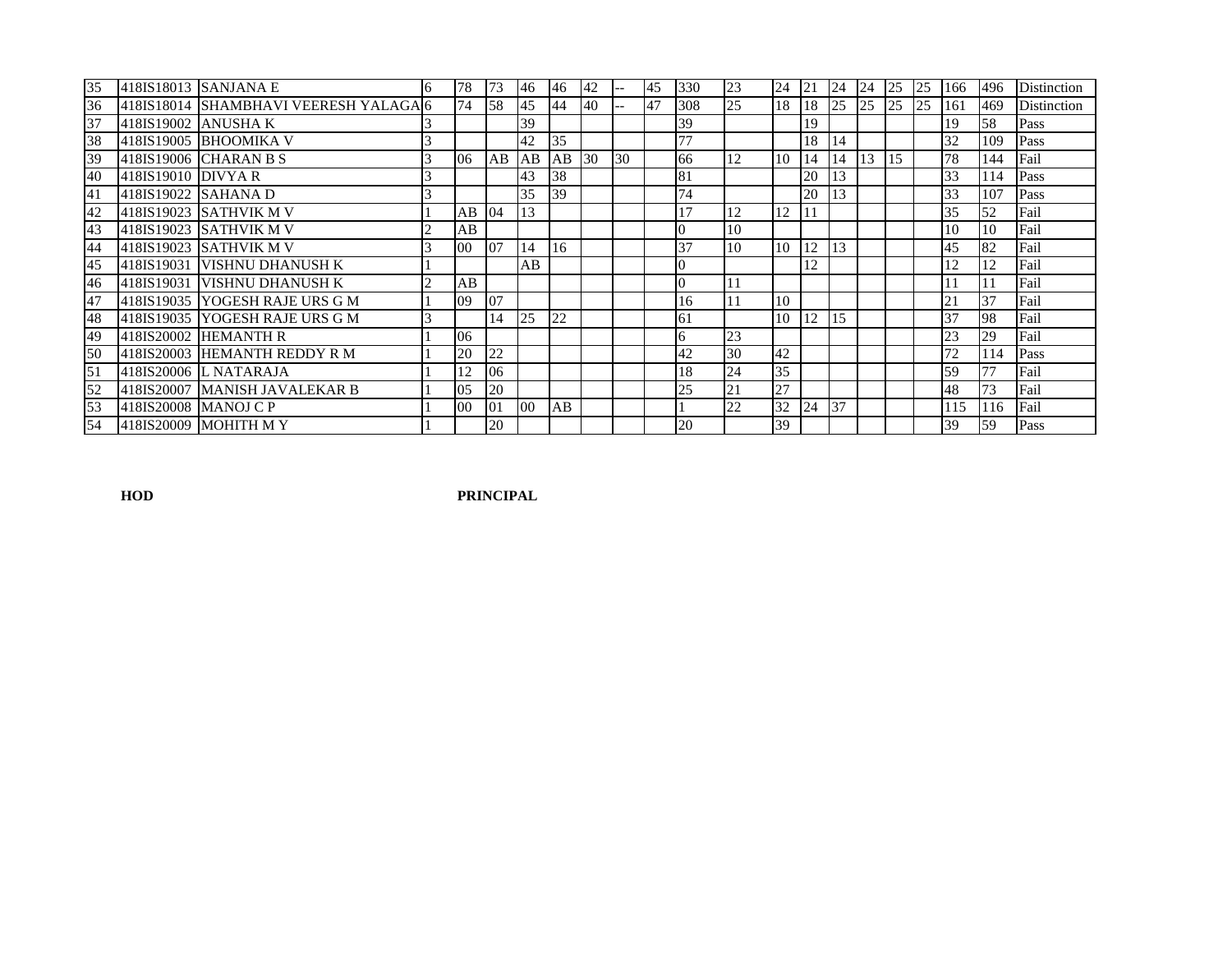| | | | | | | | | | | | | | | | | | | | | | |
|---|---|---|---|---|---|---|---|---|---|---|---|---|---|---|---|---|---|---|---|---|---|
| 35 | 418IS18013 | SANJANA E | 6 | 78 | 73 | 46 | 46 | 42 | -- | 45 | 330 | 23 | 24 | 21 | 24 | 24 | 25 | 25 | 166 | 496 | Distinction |
| 36 | 418IS18014 | SHAMBHAVI VEERESH YALAGA | 6 | 74 | 58 | 45 | 44 | 40 | -- | 47 | 308 | 25 | 18 | 18 | 25 | 25 | 25 | 25 | 161 | 469 | Distinction |
| 37 | 418IS19002 | ANUSHA K | 3 | | | 39 | | | | | 39 | | | 19 | | | | | 19 | 58 | Pass |
| 38 | 418IS19005 | BHOOMIKA V | 3 | | | 42 | 35 | | | | 77 | | | 18 | 14 | | | | 32 | 109 | Pass |
| 39 | 418IS19006 | CHARAN B S | 3 | 06 | AB | AB | AB | 30 | 30 | | 66 | 12 | 10 | 14 | 14 | 13 | 15 | | 78 | 144 | Fail |
| 40 | 418IS19010 | DIVYA R | 3 | | | 43 | 38 | | | | 81 | | | 20 | 13 | | | | 33 | 114 | Pass |
| 41 | 418IS19022 | SAHANA D | 3 | | | 35 | 39 | | | | 74 | | | 20 | 13 | | | | 33 | 107 | Pass |
| 42 | 418IS19023 | SATHVIK M V | 1 | AB | 04 | 13 | | | | | 17 | 12 | 12 | 11 | | | | | 35 | 52 | Fail |
| 43 | 418IS19023 | SATHVIK M V | 2 | AB | | | | | | | 0 | 10 | | | | | | | 10 | 10 | Fail |
| 44 | 418IS19023 | SATHVIK M V | 3 | 00 | 07 | 14 | 16 | | | | 37 | 10 | 10 | 12 | 13 | | | | 45 | 82 | Fail |
| 45 | 418IS19031 | VISHNU DHANUSH K | 1 | | | AB | | | | | 0 | | | 12 | | | | | 12 | 12 | Fail |
| 46 | 418IS19031 | VISHNU DHANUSH K | 2 | AB | | | | | | | 0 | 11 | | | | | | | 11 | 11 | Fail |
| 47 | 418IS19035 | YOGESH RAJE URS G M | 1 | 09 | 07 | | | | | | 16 | 11 | 10 | | | | | | 21 | 37 | Fail |
| 48 | 418IS19035 | YOGESH RAJE URS G M | 3 | | 14 | 25 | 22 | | | | 61 | | 10 | 12 | 15 | | | | 37 | 98 | Fail |
| 49 | 418IS20002 | HEMANTH R | 1 | 06 | | | | | | | 6 | 23 | | | | | | | 23 | 29 | Fail |
| 50 | 418IS20003 | HEMANTH REDDY R M | 1 | 20 | 22 | | | | | | 42 | 30 | 42 | | | | | | 72 | 114 | Pass |
| 51 | 418IS20006 | L NATARAJA | 1 | 12 | 06 | | | | | | 18 | 24 | 35 | | | | | | 59 | 77 | Fail |
| 52 | 418IS20007 | MANISH JAVALEKAR B | 1 | 05 | 20 | | | | | | 25 | 21 | 27 | | | | | | 48 | 73 | Fail |
| 53 | 418IS20008 | MANOJ C P | 1 | 00 | 01 | 00 | AB | | | | 1 | 22 | 32 | 24 | 37 | | | | 115 | 116 | Fail |
| 54 | 418IS20009 | MOHITH M Y | 1 | | 20 | | | | | | 20 | | 39 | | | | | | 39 | 59 | Pass |

**HOD** **PRINCIPAL**